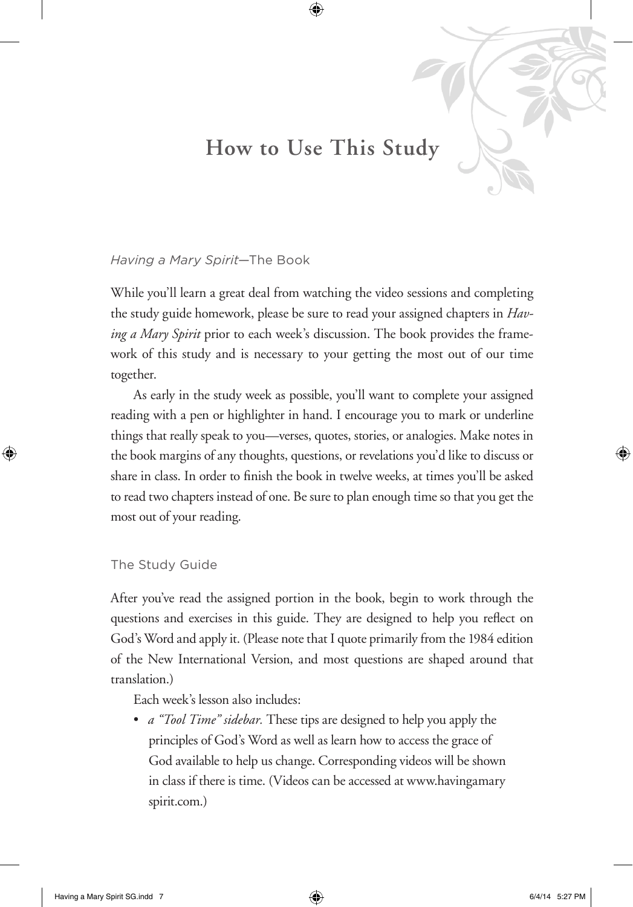# How to Use This Study

## *Having a Mary Spirit*—The Book

While you'll learn a great deal from watching the video sessions and completing the study guide homework, please be sure to read your assigned chapters in *Having a Mary Spirit* prior to each week's discussion. The book provides the framework of this study and is necessary to your getting the most out of our time together.

As early in the study week as possible, you'll want to complete your assigned reading with a pen or highlighter in hand. I encourage you to mark or underline things that really speak to you—verses, quotes, stories, or analogies. Make notes in the book margins of any thoughts, questions, or revelations you'd like to discuss or share in class. In order to finish the book in twelve weeks, at times you'll be asked to read two chapters instead of one. Be sure to plan enough time so that you get the most out of your reading.

## The Study Guide

After you've read the assigned portion in the book, begin to work through the questions and exercises in this guide. They are designed to help you reflect on God's Word and apply it. (Please note that I quote primarily from the 1984 edition of the New International Version, and most questions are shaped around that translation.)

Each week's lesson also includes:

- *a "Tool Time" sidebar.* These tips are designed to help you apply the principles of God's Word as well as learn how to access the grace of God available to help us change. Corresponding videos will be shown in class if there is time. (Videos can be accessed at www.havingamaryspirit.com.)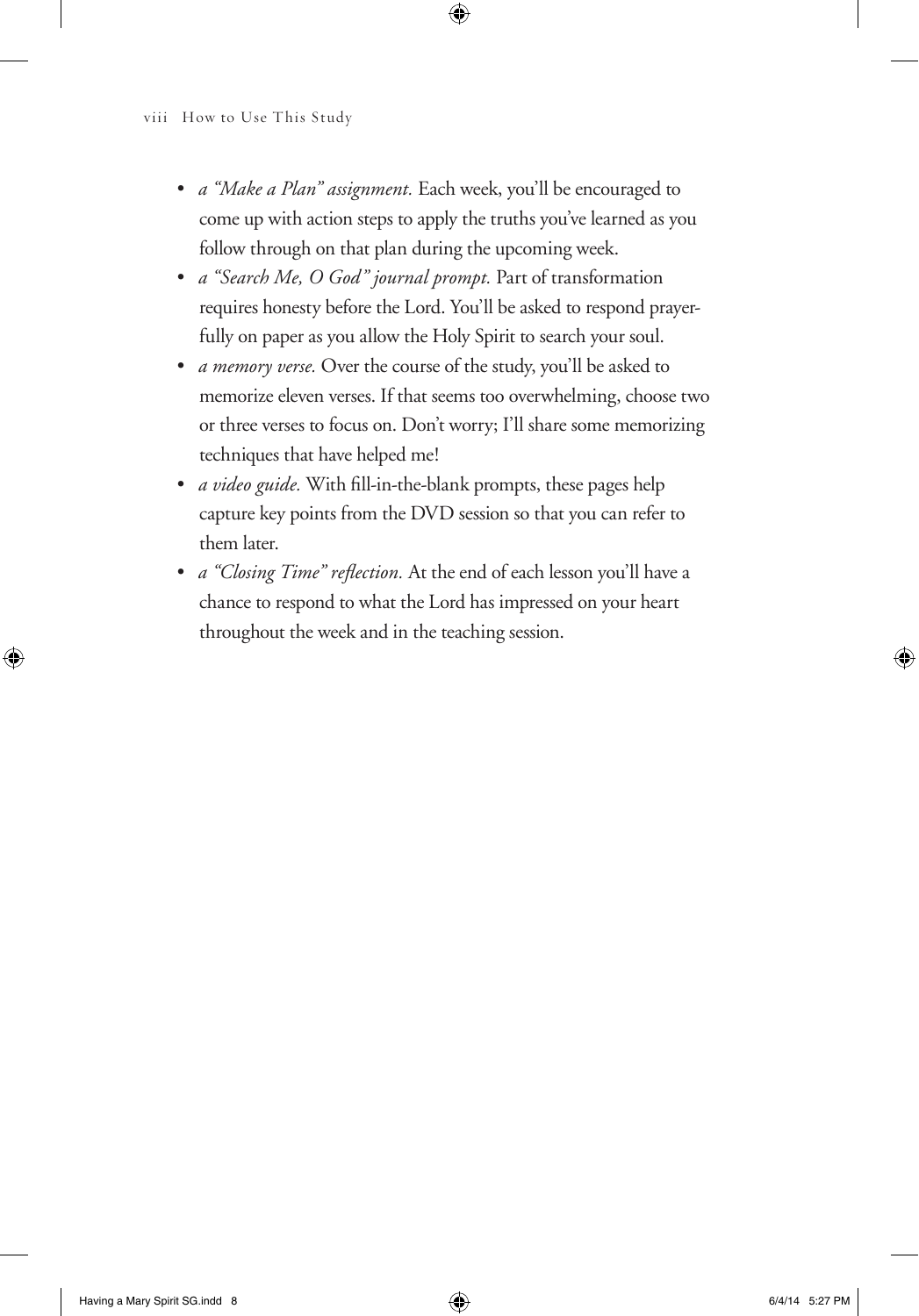- *a "Make a Plan" assignment.* Each week, you'll be encouraged to come up with action steps to apply the truths you've learned as you follow through on that plan during the upcoming week.
- *a "Search Me, O God" journal prompt.* Part of transformation requires honesty before the Lord. You'll be asked to respond prayerfully on paper as you allow the Holy Spirit to search your soul.
- *a memory verse.* Over the course of the study, you'll be asked to memorize eleven verses. If that seems too overwhelming, choose two or three verses to focus on. Don't worry; I'll share some memorizing techniques that have helped me!
- *a video guide.* With fill-in-the-blank prompts, these pages help capture key points from the DVD session so that you can refer to them later.
- *a "Closing Time" reflection.* At the end of each lesson you'll have a chance to respond to what the Lord has impressed on your heart throughout the week and in the teaching session.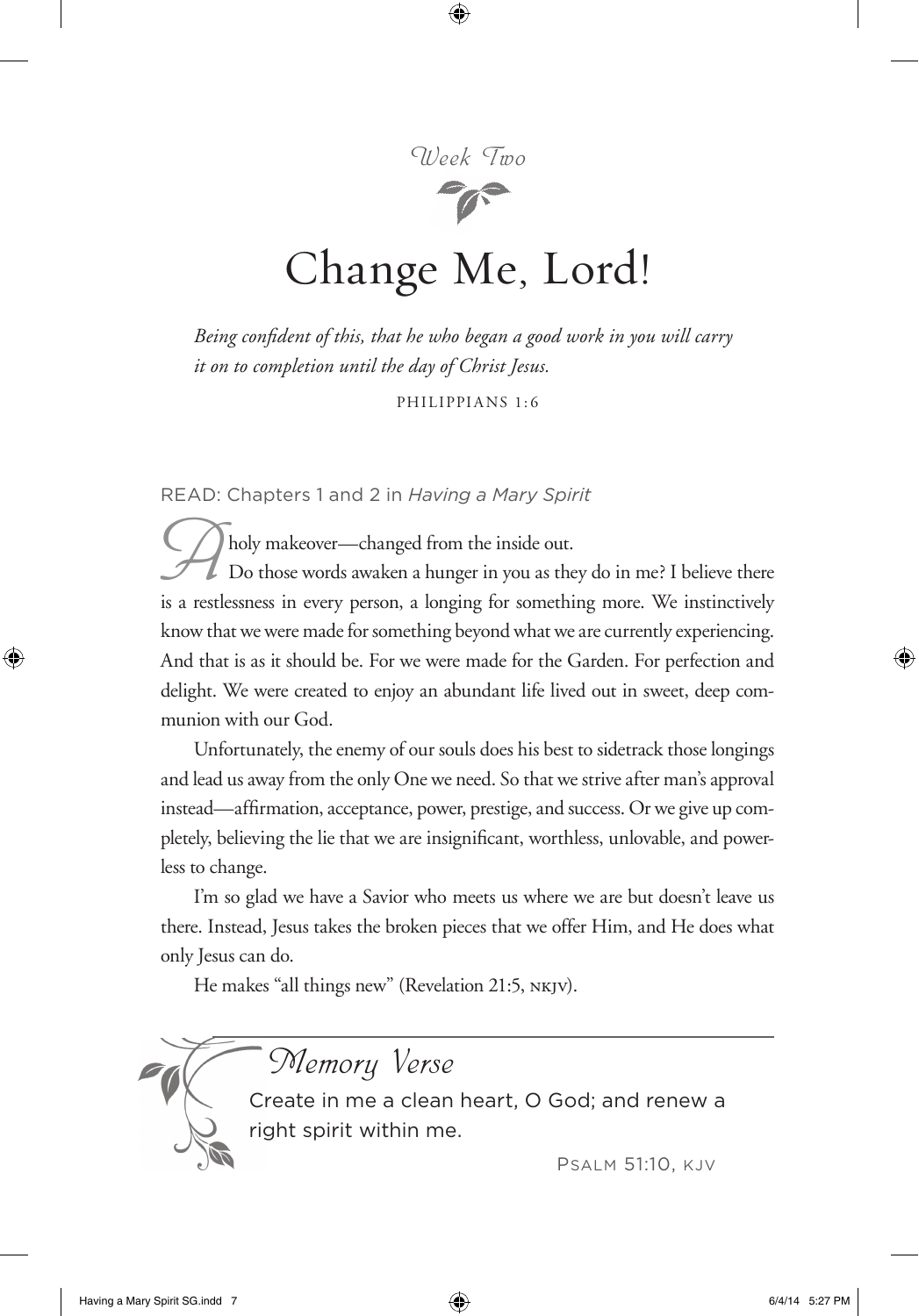*Week Two*

# Change Me, Lord!

*Being confident of this, that he who began a good work in you will carry it on to completion until the day of Christ Jesus.*

PHILIPPIANS 1:6

READ: Chapters 1 and 2 in *Having a Mary Spirit*

A holy makeover—changed from the inside out.

Do those words awaken a hunger in you as they do in me? I believe there is a restlessness in every person, a longing for something more. We instinctively know that we were made for something beyond what we are currently experiencing. And that is as it should be. For we were made for the Garden. For perfection and delight. We were created to enjoy an abundant life lived out in sweet, deep communion with our God.

Unfortunately, the enemy of our souls does his best to sidetrack those longings and lead us away from the only One we need. So that we strive after man's approval instead—affirmation, acceptance, power, prestige, and success. Or we give up completely, believing the lie that we are insignificant, worthless, unlovable, and powerless to change.

I'm so glad we have a Savior who meets us where we are but doesn't leave us there. Instead, Jesus takes the broken pieces that we offer Him, and He does what only Jesus can do.

He makes "all things new" (Revelation 21:5, NKJV).

## *Memory Verse*

Create in me a clean heart, O God; and renew a right spirit within me.

PSALM 51:10, KJV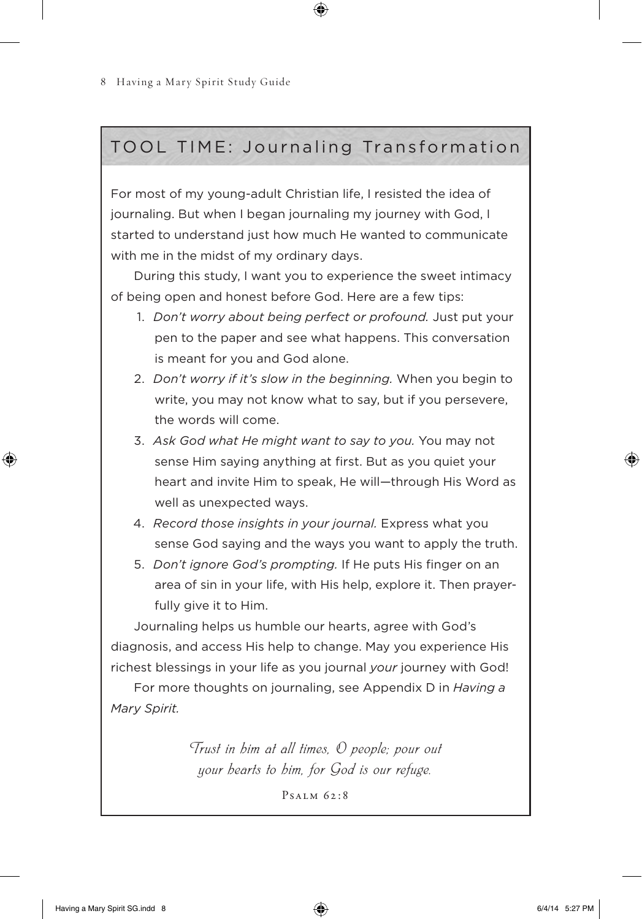## TOOL TIME: Journaling Transformation

For most of my young-adult Christian life, I resisted the idea of journaling. But when I began journaling my journey with God, I started to understand just how much He wanted to communicate with me in the midst of my ordinary days.

During this study, I want you to experience the sweet intimacy of being open and honest before God. Here are a few tips:

1. *Don't worry about being perfect or profound.* Just put your pen to the paper and see what happens. This conversation is meant for you and God alone.
2. *Don't worry if it's slow in the beginning.* When you begin to write, you may not know what to say, but if you persevere, the words will come.
3. *Ask God what He might want to say to you.* You may not sense Him saying anything at first. But as you quiet your heart and invite Him to speak, He will—through His Word as well as unexpected ways.
4. *Record those insights in your journal.* Express what you sense God saying and the ways you want to apply the truth.
5. *Don't ignore God's prompting.* If He puts His finger on an area of sin in your life, with His help, explore it. Then prayerfully give it to Him.

Journaling helps us humble our hearts, agree with God's diagnosis, and access His help to change. May you experience His richest blessings in your life as you journal *your* journey with God!

For more thoughts on journaling, see Appendix D in *Having a Mary Spirit.*

*Trust in him at all times, O people; pour out your hearts to him, for God is our refuge.*

PSALM 62:8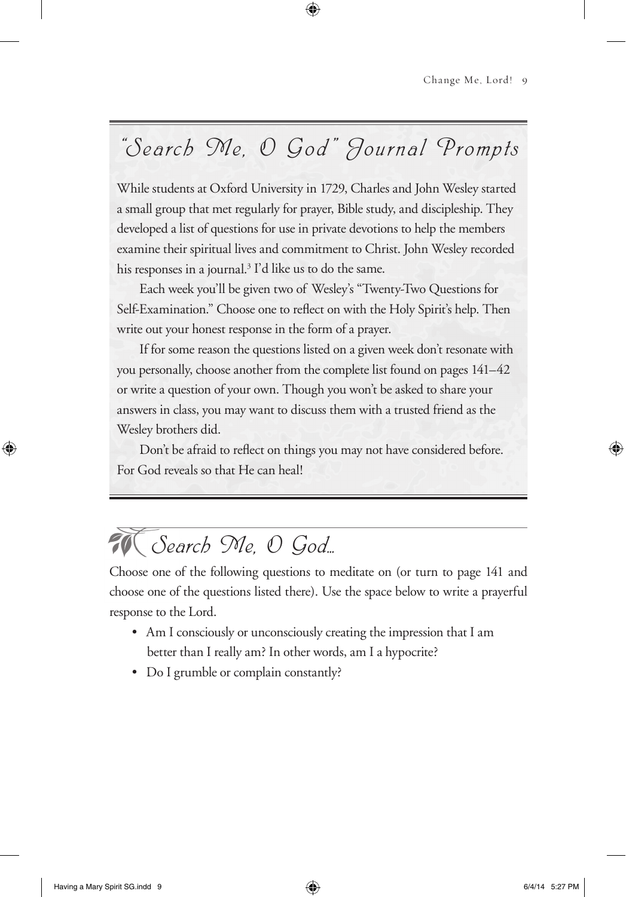## "Search Me, O God" Journal Prompts

While students at Oxford University in 1729, Charles and John Wesley started a small group that met regularly for prayer, Bible study, and discipleship. They developed a list of questions for use in private devotions to help the members examine their spiritual lives and commitment to Christ. John Wesley recorded his responses in a journal.[3] I'd like us to do the same.

Each week you'll be given two of Wesley's "Twenty-Two Questions for Self-Examination." Choose one to reflect on with the Holy Spirit's help. Then write out your honest response in the form of a prayer.

If for some reason the questions listed on a given week don't resonate with you personally, choose another from the complete list found on pages 141–42 or write a question of your own. Though you won't be asked to share your answers in class, you may want to discuss them with a trusted friend as the Wesley brothers did.

Don't be afraid to reflect on things you may not have considered before. For God reveals so that He can heal!

## Search Me, O God...

Choose one of the following questions to meditate on (or turn to page 141 and choose one of the questions listed there). Use the space below to write a prayerful response to the Lord.

- Am I consciously or unconsciously creating the impression that I am better than I really am? In other words, am I a hypocrite?
- Do I grumble or complain constantly?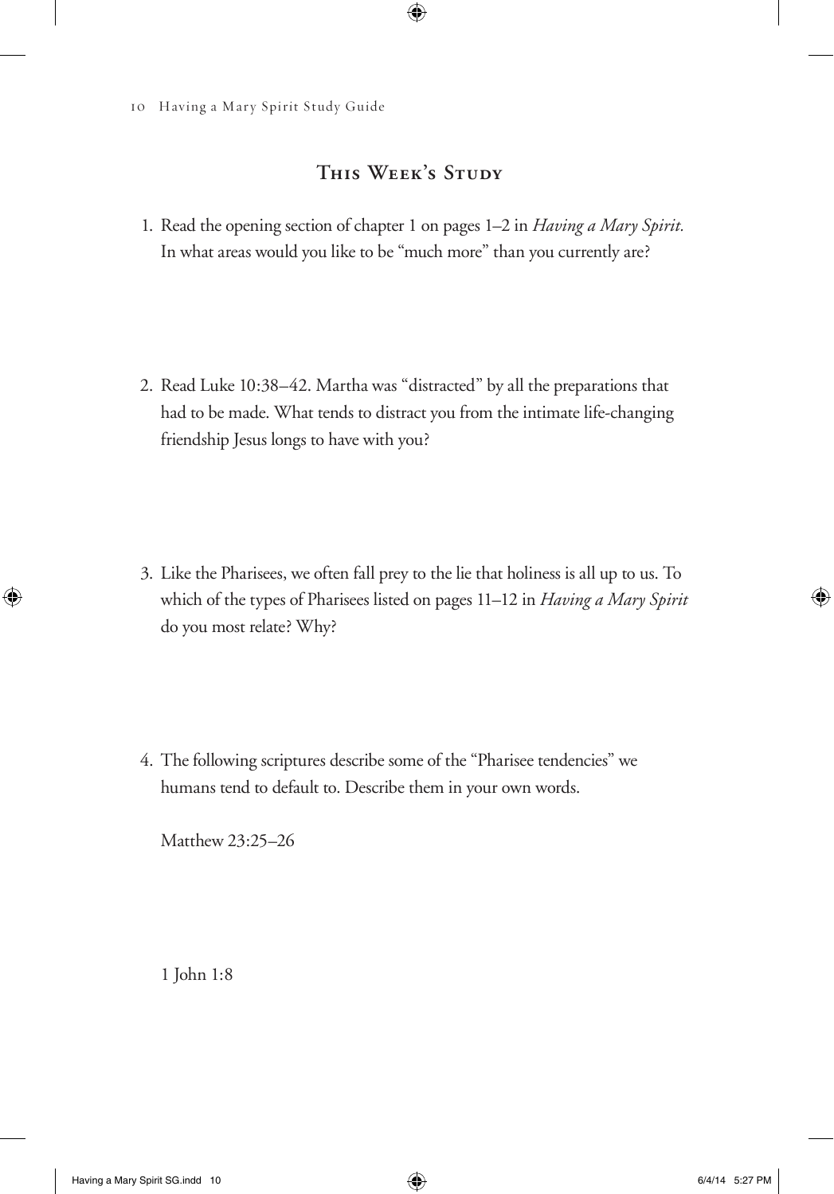## This Week's Study

1. Read the opening section of chapter 1 on pages 1–2 in *Having a Mary Spirit.* In what areas would you like to be "much more" than you currently are?

2. Read Luke 10:38–42. Martha was "distracted" by all the preparations that had to be made. What tends to distract you from the intimate life-changing friendship Jesus longs to have with you?

3. Like the Pharisees, we often fall prey to the lie that holiness is all up to us. To which of the types of Pharisees listed on pages 11–12 in *Having a Mary Spirit* do you most relate? Why?

4. The following scriptures describe some of the "Pharisee tendencies" we humans tend to default to. Describe them in your own words.

   Matthew 23:25–26

   1 John 1:8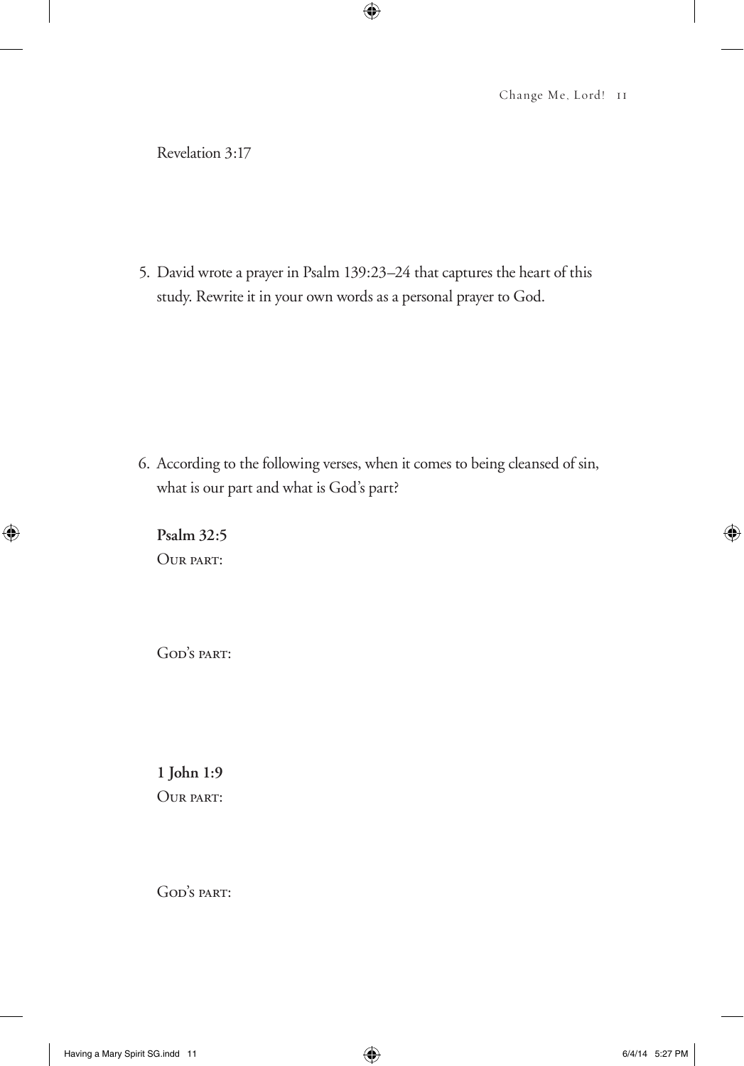Revelation 3:17

5. David wrote a prayer in Psalm 139:23–24 that captures the heart of this study. Rewrite it in your own words as a personal prayer to God.

6. According to the following verses, when it comes to being cleansed of sin, what is our part and what is God's part?

**Psalm 32:5**
Our part:

God's part:

**1 John 1:9**
Our part:

God's part: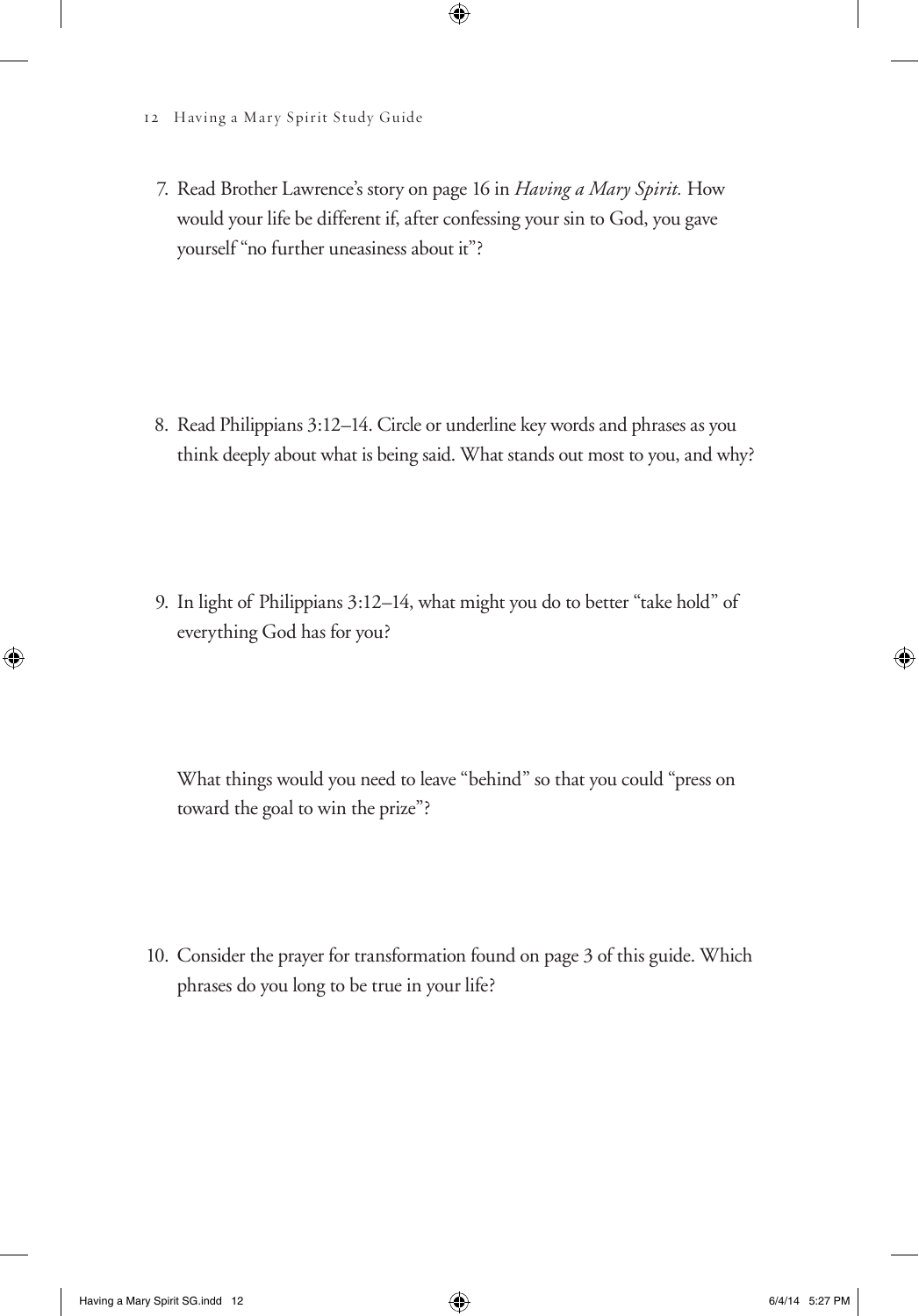7. Read Brother Lawrence's story on page 16 in *Having a Mary Spirit.* How would your life be different if, after confessing your sin to God, you gave yourself "no further uneasiness about it"?

8. Read Philippians 3:12–14. Circle or underline key words and phrases as you think deeply about what is being said. What stands out most to you, and why?

9. In light of Philippians 3:12–14, what might you do to better "take hold" of everything God has for you?

   What things would you need to leave "behind" so that you could "press on toward the goal to win the prize"?

10. Consider the prayer for transformation found on page 3 of this guide. Which phrases do you long to be true in your life?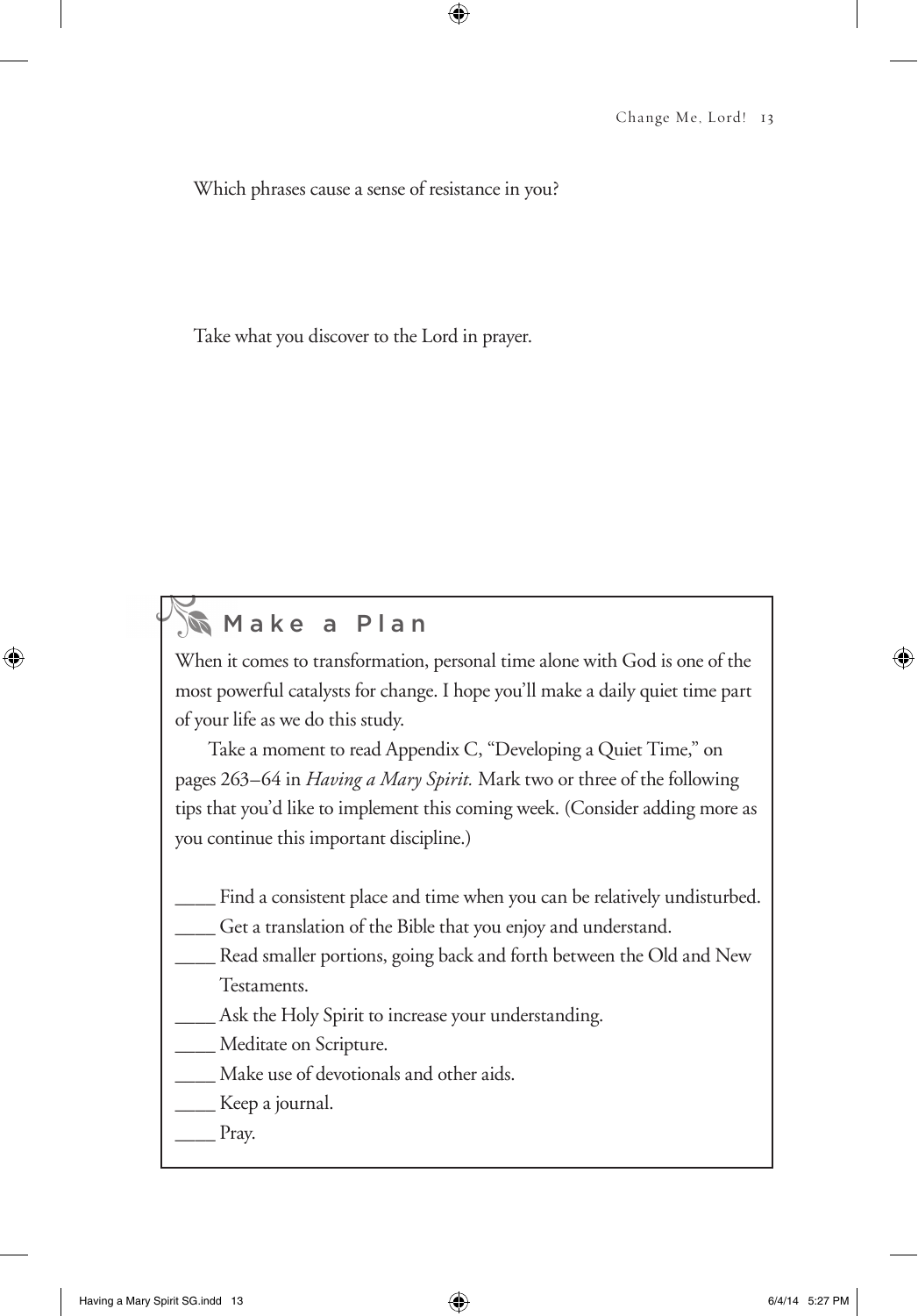Which phrases cause a sense of resistance in you?

Take what you discover to the Lord in prayer.

## Make a Plan

When it comes to transformation, personal time alone with God is one of the most powerful catalysts for change. I hope you'll make a daily quiet time part of your life as we do this study.

Take a moment to read Appendix C, "Developing a Quiet Time," on pages 263–64 in *Having a Mary Spirit.* Mark two or three of the following tips that you'd like to implement this coming week. (Consider adding more as you continue this important discipline.)

____ Find a consistent place and time when you can be relatively undisturbed.

____ Get a translation of the Bible that you enjoy and understand.

____ Read smaller portions, going back and forth between the Old and New Testaments.

____ Ask the Holy Spirit to increase your understanding.

____ Meditate on Scripture.

____ Make use of devotionals and other aids.

____ Keep a journal.

____ Pray.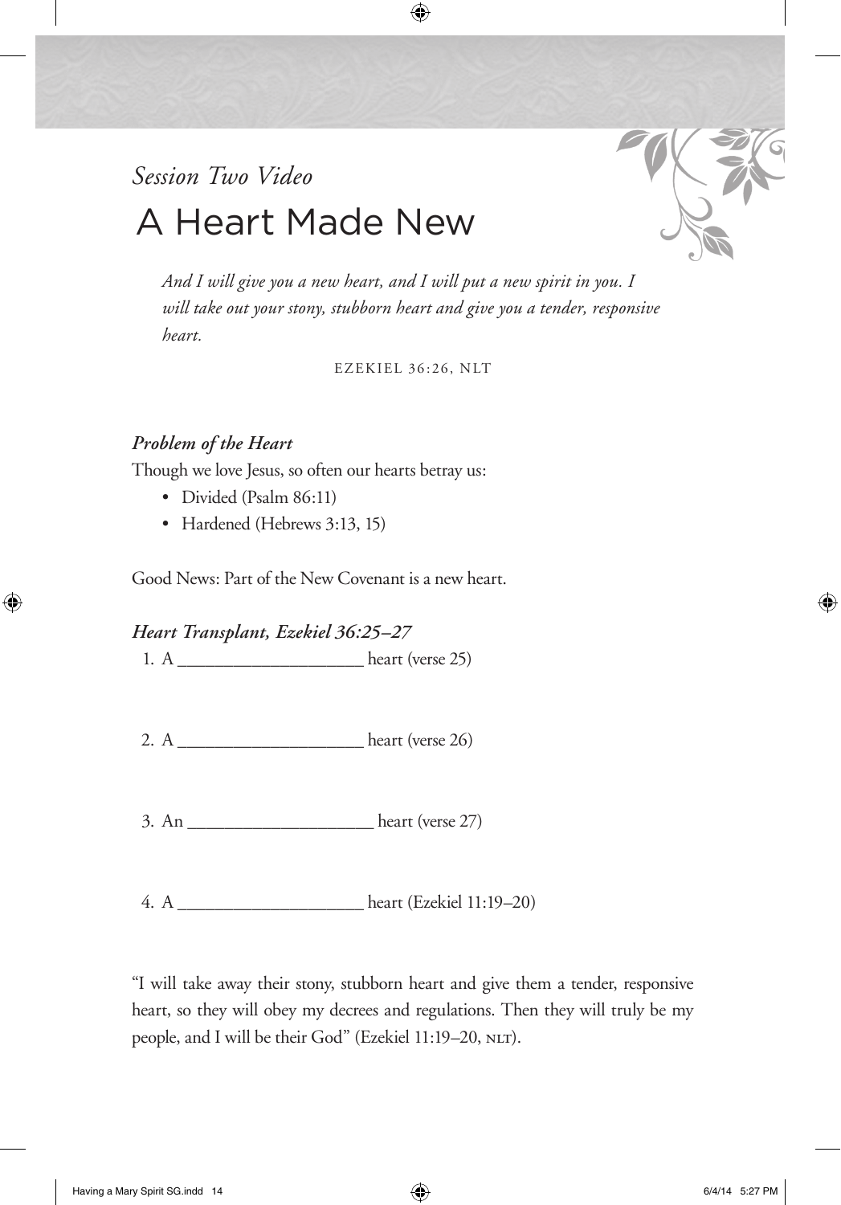*Session Two Video*

# A Heart Made New

*And I will give you a new heart, and I will put a new spirit in you. I will take out your stony, stubborn heart and give you a tender, responsive heart.*

EZEKIEL 36:26, NLT

### *Problem of the Heart*

Though we love Jesus, so often our hearts betray us:

- Divided (Psalm 86:11)
- Hardened (Hebrews 3:13, 15)

Good News: Part of the New Covenant is a new heart.

### *Heart Transplant, Ezekiel 36:25–27*

1. A ____________________ heart (verse 25)

2. A ____________________ heart (verse 26)

3. An ____________________ heart (verse 27)

4. A ____________________ heart (Ezekiel 11:19–20)

"I will take away their stony, stubborn heart and give them a tender, responsive heart, so they will obey my decrees and regulations. Then they will truly be my people, and I will be their God" (Ezekiel 11:19–20, NLT).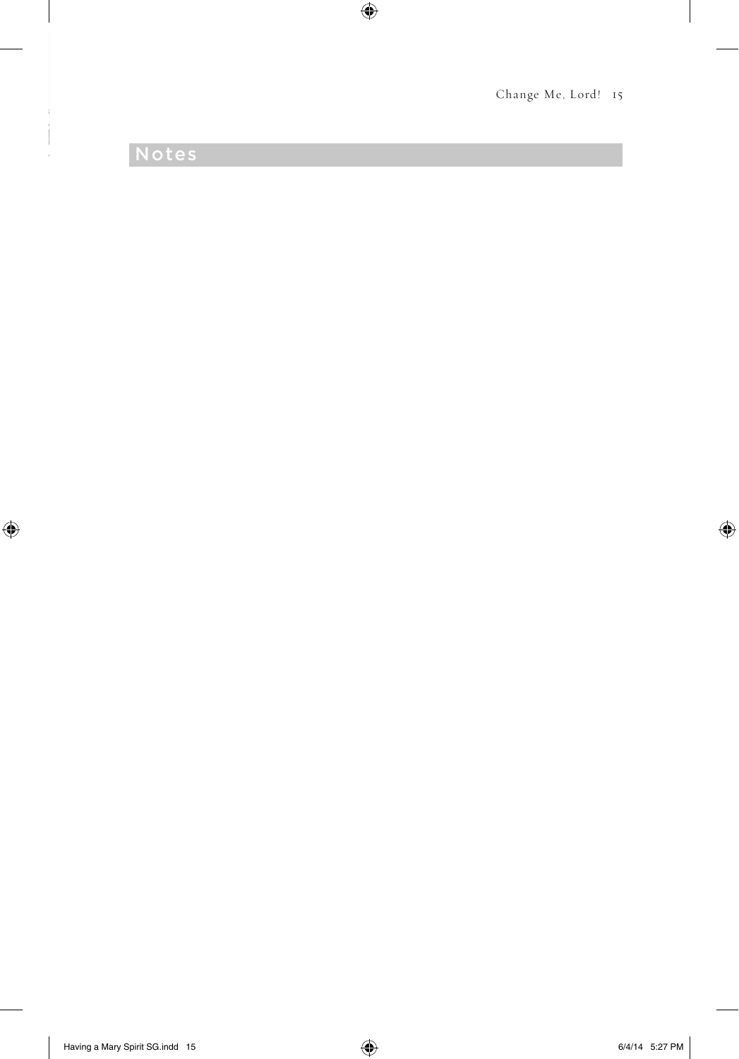## Notes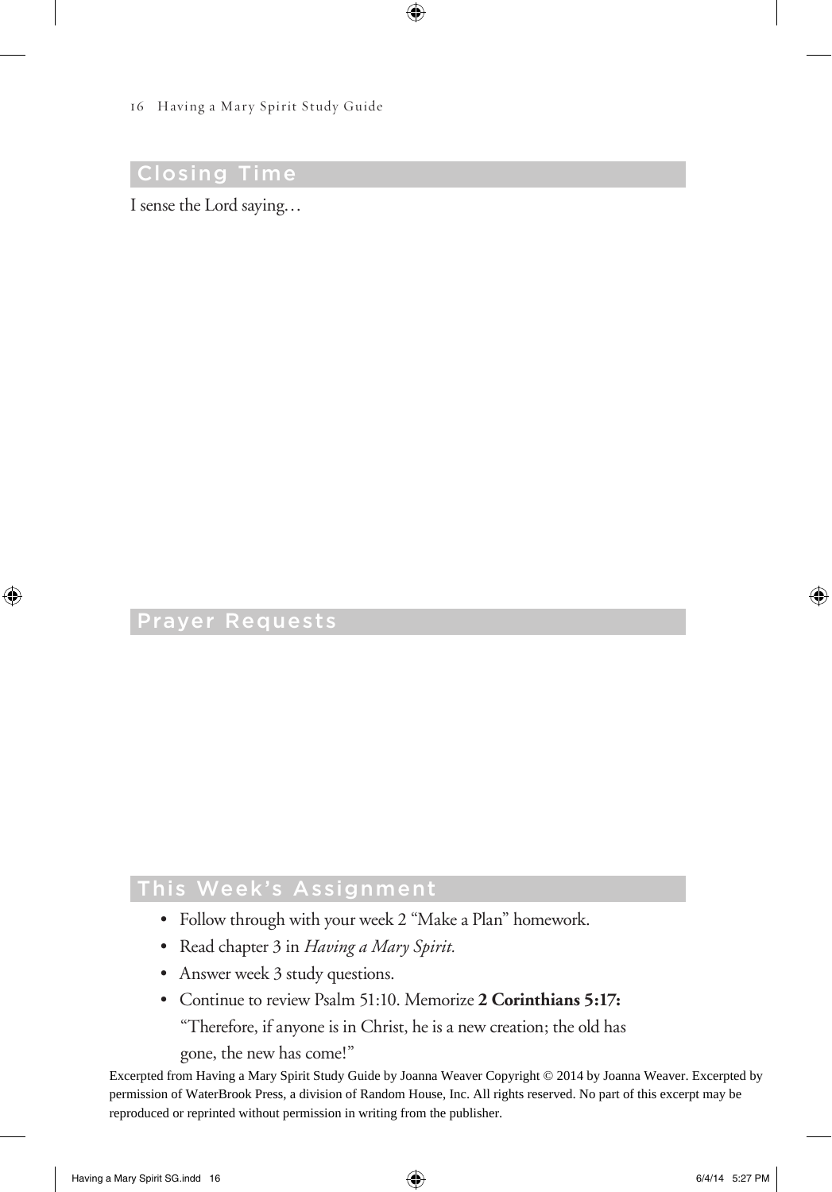## Closing Time

I sense the Lord saying…

## Prayer Requests

## This Week's Assignment

- Follow through with your week 2 "Make a Plan" homework.
- Read chapter 3 in *Having a Mary Spirit.*
- Answer week 3 study questions.
- Continue to review Psalm 51:10. Memorize **2 Corinthians 5:17:** "Therefore, if anyone is in Christ, he is a new creation; the old has gone, the new has come!"

Excerpted from Having a Mary Spirit Study Guide by Joanna Weaver Copyright © 2014 by Joanna Weaver. Excerpted by permission of WaterBrook Press, a division of Random House, Inc. All rights reserved. No part of this excerpt may be reproduced or reprinted without permission in writing from the publisher.